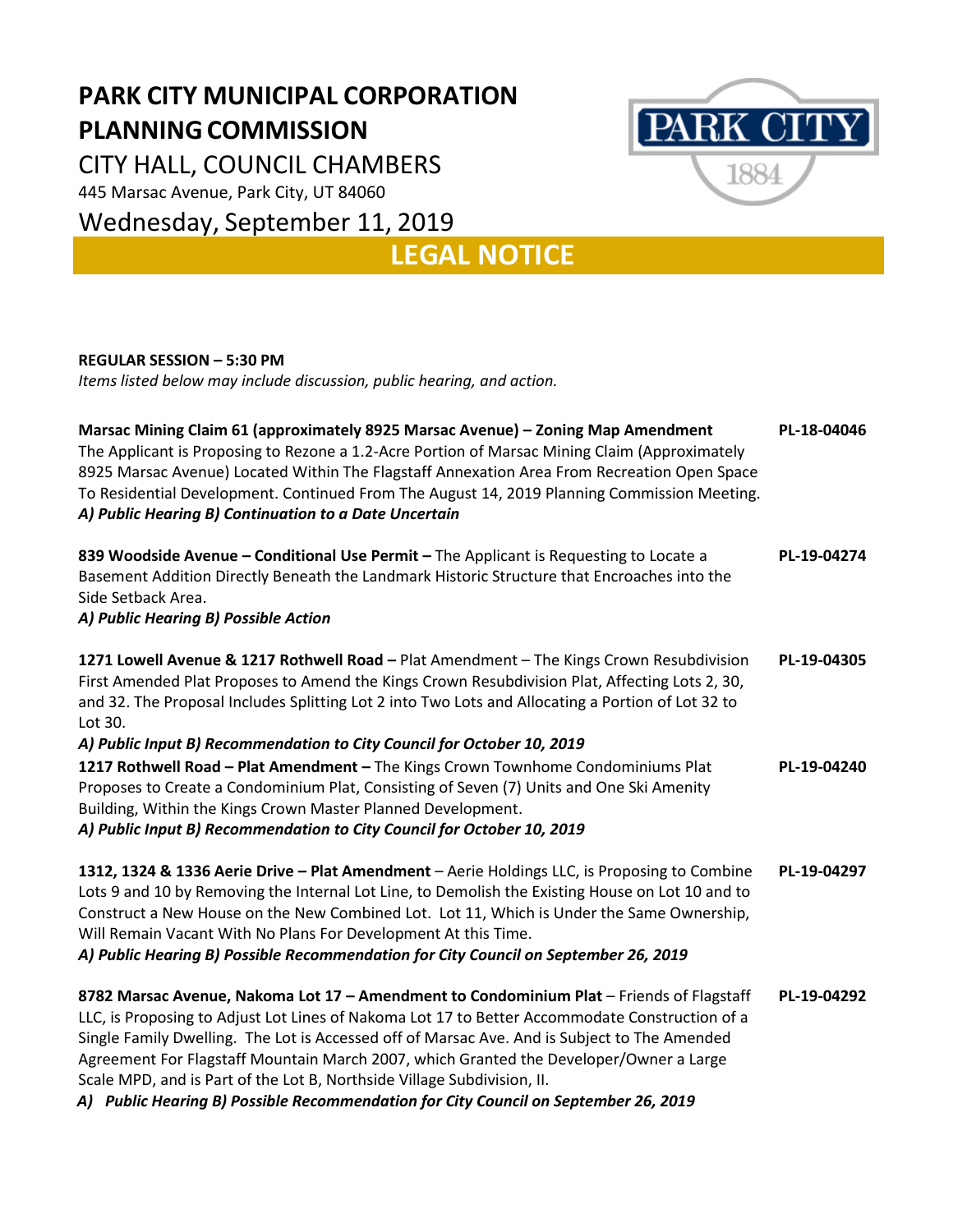# PARK CITY MUNICIPAL CORPORATION
# PLANNING COMMISSION

CITY HALL, COUNCIL CHAMBERS

445 Marsac Avenue, Park City, UT 84060

Wednesday, September 11, 2019

## LEGAL NOTICE

**REGULAR SESSION – 5:30 PM**

*Items listed below may include discussion, public hearing, and action.*

**Marsac Mining Claim 61 (approximately 8925 Marsac Avenue) – Zoning Map Amendment** **PL-18-04046**
The Applicant is Proposing to Rezone a 1.2-Acre Portion of Marsac Mining Claim (Approximately 8925 Marsac Avenue) Located Within The Flagstaff Annexation Area From Recreation Open Space To Residential Development. Continued From The August 14, 2019 Planning Commission Meeting.
***A) Public Hearing B) Continuation to a Date Uncertain***

**839 Woodside Avenue – Conditional Use Permit –** The Applicant is Requesting to Locate a Basement Addition Directly Beneath the Landmark Historic Structure that Encroaches into the Side Setback Area. **PL-19-04274**
***A) Public Hearing B) Possible Action***

**1271 Lowell Avenue & 1217 Rothwell Road –** Plat Amendment – The Kings Crown Resubdivision First Amended Plat Proposes to Amend the Kings Crown Resubdivision Plat, Affecting Lots 2, 30, and 32. The Proposal Includes Splitting Lot 2 into Two Lots and Allocating a Portion of Lot 32 to Lot 30. **PL-19-04305**
***A) Public Input B) Recommendation to City Council for October 10, 2019***

**1217 Rothwell Road – Plat Amendment –** The Kings Crown Townhome Condominiums Plat Proposes to Create a Condominium Plat, Consisting of Seven (7) Units and One Ski Amenity Building, Within the Kings Crown Master Planned Development. **PL-19-04240**
***A) Public Input B) Recommendation to City Council for October 10, 2019***

**1312, 1324 & 1336 Aerie Drive – Plat Amendment** – Aerie Holdings LLC, is Proposing to Combine Lots 9 and 10 by Removing the Internal Lot Line, to Demolish the Existing House on Lot 10 and to Construct a New House on the New Combined Lot. Lot 11, Which is Under the Same Ownership, Will Remain Vacant With No Plans For Development At this Time. **PL-19-04297**
***A) Public Hearing B) Possible Recommendation for City Council on September 26, 2019***

**8782 Marsac Avenue, Nakoma Lot 17 – Amendment to Condominium Plat** – Friends of Flagstaff LLC, is Proposing to Adjust Lot Lines of Nakoma Lot 17 to Better Accommodate Construction of a Single Family Dwelling. The Lot is Accessed off of Marsac Ave. And is Subject to The Amended Agreement For Flagstaff Mountain March 2007, which Granted the Developer/Owner a Large Scale MPD, and is Part of the Lot B, Northside Village Subdivision, II. **PL-19-04292**
***A) Public Hearing B) Possible Recommendation for City Council on September 26, 2019***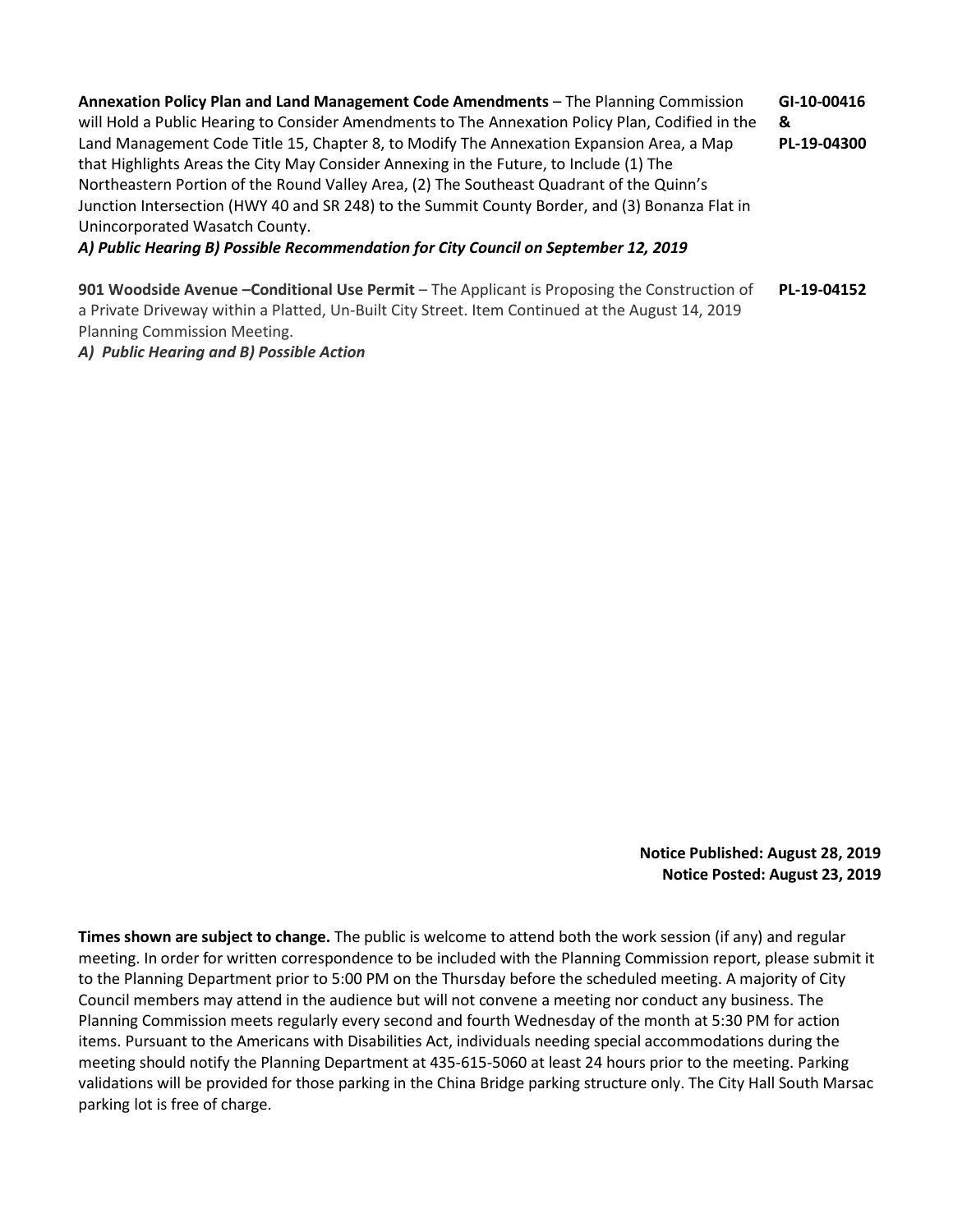**Annexation Policy Plan and Land Management Code Amendments** – The Planning Commission will Hold a Public Hearing to Consider Amendments to The Annexation Policy Plan, Codified in the Land Management Code Title 15, Chapter 8, to Modify The Annexation Expansion Area, a Map that Highlights Areas the City May Consider Annexing in the Future, to Include (1) The Northeastern Portion of the Round Valley Area, (2) The Southeast Quadrant of the Quinn's Junction Intersection (HWY 40 and SR 248) to the Summit County Border, and (3) Bonanza Flat in Unincorporated Wasatch County.

***A) Public Hearing B) Possible Recommendation for City Council on September 12, 2019***

**GI-10-00416 & PL-19-04300**

**901 Woodside Avenue –Conditional Use Permit** – The Applicant is Proposing the Construction of a Private Driveway within a Platted, Un-Built City Street. Item Continued at the August 14, 2019 Planning Commission Meeting.

***A) Public Hearing and B) Possible Action***

**PL-19-04152**

**Notice Published: August 28, 2019**
**Notice Posted: August 23, 2019**

**Times shown are subject to change.** The public is welcome to attend both the work session (if any) and regular meeting. In order for written correspondence to be included with the Planning Commission report, please submit it to the Planning Department prior to 5:00 PM on the Thursday before the scheduled meeting. A majority of City Council members may attend in the audience but will not convene a meeting nor conduct any business. The Planning Commission meets regularly every second and fourth Wednesday of the month at 5:30 PM for action items. Pursuant to the Americans with Disabilities Act, individuals needing special accommodations during the meeting should notify the Planning Department at 435-615-5060 at least 24 hours prior to the meeting. Parking validations will be provided for those parking in the China Bridge parking structure only. The City Hall South Marsac parking lot is free of charge.